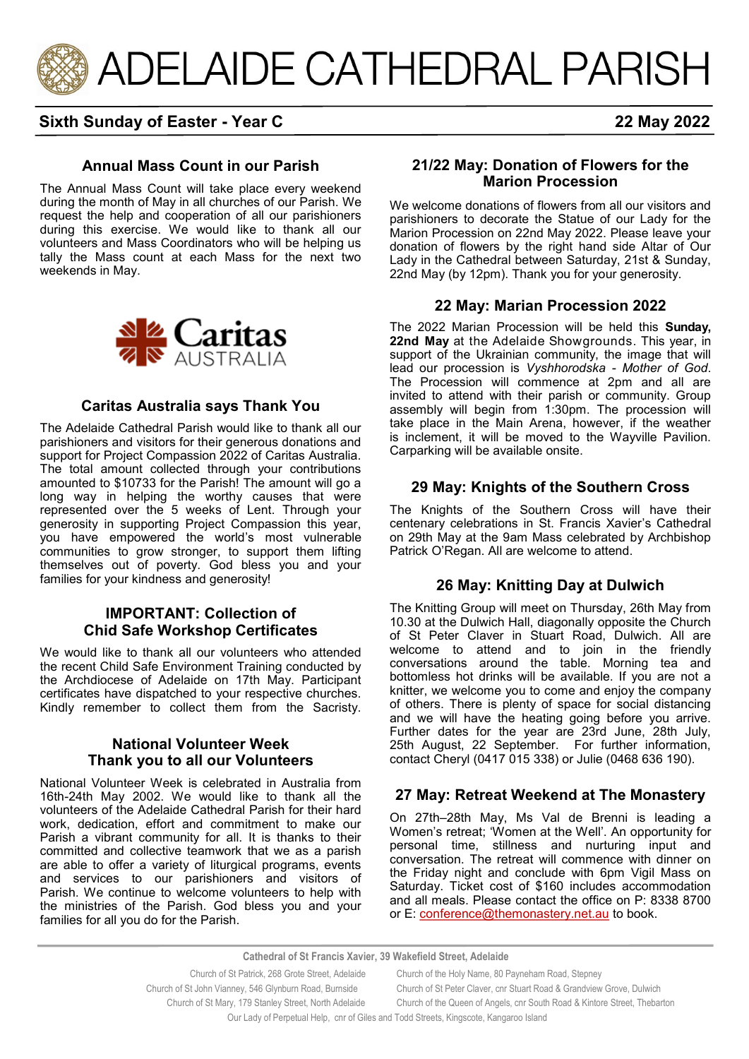# ADELAIDE CATHEDRAL PARISH

**Sixth Sunday of Easter - Year C** | **22 May 2022**

## Annual Mass Count in our Parish

The Annual Mass Count will take place every weekend during the month of May in all churches of our Parish. We request the help and cooperation of all our parishioners during this exercise. We would like to thank all our volunteers and Mass Coordinators who will be helping us tally the Mass count at each Mass for the next two weekends in May.

Caritas AUSTRALIA

## Caritas Australia says Thank You

The Adelaide Cathedral Parish would like to thank all our parishioners and visitors for their generous donations and support for Project Compassion 2022 of Caritas Australia. The total amount collected through your contributions amounted to $10733 for the Parish! The amount will go a long way in helping the worthy causes that were represented over the 5 weeks of Lent. Through your generosity in supporting Project Compassion this year, you have empowered the world's most vulnerable communities to grow stronger, to support them lifting themselves out of poverty. God bless you and your families for your kindness and generosity!

## IMPORTANT: Collection of Chid Safe Workshop Certificates

We would like to thank all our volunteers who attended the recent Child Safe Environment Training conducted by the Archdiocese of Adelaide on 17th May. Participant certificates have dispatched to your respective churches. Kindly remember to collect them from the Sacristy.

## National Volunteer Week Thank you to all our Volunteers

National Volunteer Week is celebrated in Australia from 16th-24th May 2002. We would like to thank all the volunteers of the Adelaide Cathedral Parish for their hard work, dedication, effort and commitment to make our Parish a vibrant community for all. It is thanks to their committed and collective teamwork that we as a parish are able to offer a variety of liturgical programs, events and services to our parishioners and visitors of Parish. We continue to welcome volunteers to help with the ministries of the Parish. God bless you and your families for all you do for the Parish.

## 21/22 May: Donation of Flowers for the Marion Procession

We welcome donations of flowers from all our visitors and parishioners to decorate the Statue of our Lady for the Marion Procession on 22nd May 2022. Please leave your donation of flowers by the right hand side Altar of Our Lady in the Cathedral between Saturday, 21st & Sunday, 22nd May (by 12pm). Thank you for your generosity.

## 22 May: Marian Procession 2022

The 2022 Marian Procession will be held this **Sunday, 22nd May** at the Adelaide Showgrounds. This year, in support of the Ukrainian community, the image that will lead our procession is *Vyshhorodska - Mother of God*. The Procession will commence at 2pm and all are invited to attend with their parish or community. Group assembly will begin from 1:30pm. The procession will take place in the Main Arena, however, if the weather is inclement, it will be moved to the Wayville Pavilion. Carparking will be available onsite.

## 29 May: Knights of the Southern Cross

The Knights of the Southern Cross will have their centenary celebrations in St. Francis Xavier's Cathedral on 29th May at the 9am Mass celebrated by Archbishop Patrick O'Regan. All are welcome to attend.

## 26 May: Knitting Day at Dulwich

The Knitting Group will meet on Thursday, 26th May from 10.30 at the Dulwich Hall, diagonally opposite the Church of St Peter Claver in Stuart Road, Dulwich. All are welcome to attend and to join in the friendly conversations around the table. Morning tea and bottomless hot drinks will be available. If you are not a knitter, we welcome you to come and enjoy the company of others. There is plenty of space for social distancing and we will have the heating going before you arrive. Further dates for the year are 23rd June, 28th July, 25th August, 22 September. For further information, contact Cheryl (0417 015 338) or Julie (0468 636 190).

## 27 May: Retreat Weekend at The Monastery

On 27th–28th May, Ms Val de Brenni is leading a Women's retreat; 'Women at the Well'. An opportunity for personal time, stillness and nurturing input and conversation. The retreat will commence with dinner on the Friday night and conclude with 6pm Vigil Mass on Saturday. Ticket cost of $160 includes accommodation and all meals. Please contact the office on P: 8338 8700 or E: conference@themonastery.net.au to book.

**Cathedral of St Francis Xavier, 39 Wakefield Street, Adelaide**

Church of St Patrick, 268 Grote Street, Adelaide — Church of the Holy Name, 80 Payneham Road, Stepney
Church of St John Vianney, 546 Glynburn Road, Burnside — Church of St Peter Claver, cnr Stuart Road & Grandview Grove, Dulwich
Church of St Mary, 179 Stanley Street, North Adelaide — Church of the Queen of Angels, cnr South Road & Kintore Street, Thebarton
Our Lady of Perpetual Help, cnr of Giles and Todd Streets, Kingscote, Kangaroo Island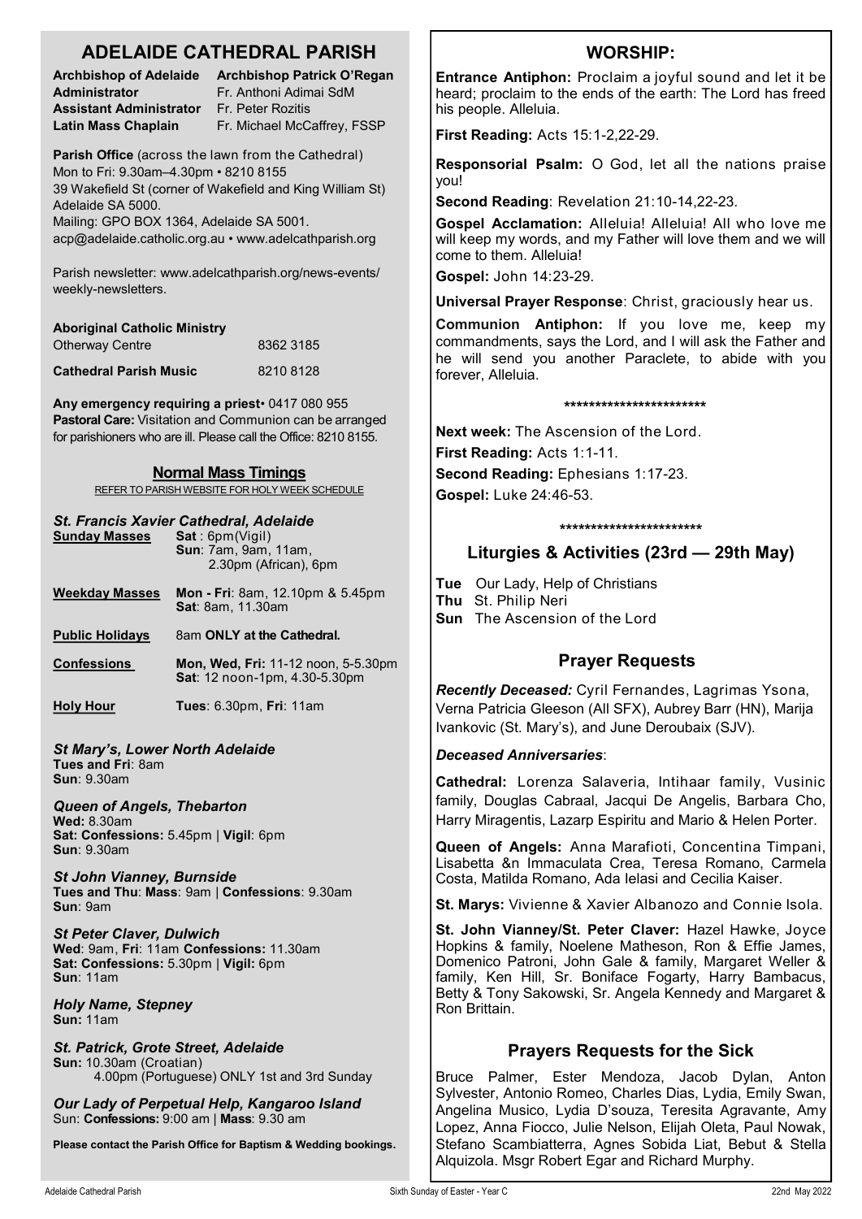# ADELAIDE CATHEDRAL PARISH

| | |
|---|---|
| **Archbishop of Adelaide** | **Archbishop Patrick O'Regan** |
| **Administrator** | Fr. Anthoni Adimai SdM |
| **Assistant Administrator** | Fr. Peter Rozitis |
| **Latin Mass Chaplain** | Fr. Michael McCaffrey, FSSP |

**Parish Office** (across the lawn from the Cathedral)
Mon to Fri: 9.30am–4.30pm • 8210 8155
39 Wakefield St (corner of Wakefield and King William St) Adelaide SA 5000.
Mailing: GPO BOX 1364, Adelaide SA 5001.
acp@adelaide.catholic.org.au • www.adelcathparish.org

Parish newsletter: www.adelcathparish.org/news-events/weekly-newsletters.

**Aboriginal Catholic Ministry**
Otherway Centre 8362 3185

**Cathedral Parish Music** 8210 8128

**Any emergency requiring a priest**• 0417 080 955
**Pastoral Care:** Visitation and Communion can be arranged for parishioners who are ill. Please call the Office: 8210 8155.

## Normal Mass Timings

REFER TO PARISH WEBSITE FOR HOLY WEEK SCHEDULE

### *St. Francis Xavier Cathedral, Adelaide*

| | |
|---|---|
| **Sunday Masses** | **Sat** : 6pm(Vigil) **Sun**: 7am, 9am, 11am, 2.30pm (African), 6pm |
| **Weekday Masses** | **Mon - Fri**: 8am, 12.10pm & 5.45pm **Sat**: 8am, 11.30am |
| **Public Holidays** | 8am **ONLY at the Cathedral.** |
| **Confessions** | **Mon, Wed, Fri:** 11-12 noon, 5-5.30pm **Sat**: 12 noon-1pm, 4.30-5.30pm |
| **Holy Hour** | **Tues**: 6.30pm, **Fri**: 11am |

***St Mary's, Lower North Adelaide***
**Tues and Fri**: 8am
**Sun**: 9.30am

***Queen of Angels, Thebarton***
**Wed:** 8.30am
**Sat: Confessions:** 5.45pm | **Vigil**: 6pm
**Sun**: 9.30am

***St John Vianney, Burnside***
**Tues and Thu**: **Mass**: 9am | **Confessions**: 9.30am
**Sun**: 9am

***St Peter Claver, Dulwich***
**Wed**: 9am, **Fri**: 11am **Confessions:** 11.30am
**Sat: Confessions:** 5.30pm | **Vigil:** 6pm
**Sun**: 11am

***Holy Name, Stepney***
**Sun:** 11am

***St. Patrick, Grote Street, Adelaide***
**Sun:** 10.30am (Croatian)
4.00pm (Portuguese) ONLY 1st and 3rd Sunday

***Our Lady of Perpetual Help, Kangaroo Island***
Sun: **Confessions:** 9:00 am | **Mass**: 9.30 am

**Please contact the Parish Office for Baptism & Wedding bookings.**

## WORSHIP:

**Entrance Antiphon:** Proclaim a joyful sound and let it be heard; proclaim to the ends of the earth: The Lord has freed his people. Alleluia.

**First Reading:** Acts 15:1-2,22-29.

**Responsorial Psalm:** O God, let all the nations praise you!

**Second Reading**: Revelation 21:10-14,22-23.

**Gospel Acclamation:** Alleluia! Alleluia! All who love me will keep my words, and my Father will love them and we will come to them. Alleluia!

**Gospel:** John 14:23-29.

**Universal Prayer Response**: Christ, graciously hear us.

**Communion Antiphon:** If you love me, keep my commandments, says the Lord, and I will ask the Father and he will send you another Paraclete, to abide with you forever, Alleluia.

***********************

**Next week:** The Ascension of the Lord.

**First Reading:** Acts 1:1-11.

**Second Reading:** Ephesians 1:17-23.

**Gospel:** Luke 24:46-53.

***********************

## Liturgies & Activities (23rd — 29th May)

**Tue** Our Lady, Help of Christians
**Thu** St. Philip Neri
**Sun** The Ascension of the Lord

## Prayer Requests

***Recently Deceased:*** Cyril Fernandes, Lagrimas Ysona, Verna Patricia Gleeson (All SFX), Aubrey Barr (HN), Marija Ivankovic (St. Mary's), and June Deroubaix (SJV).

***Deceased Anniversaries***:

**Cathedral:** Lorenza Salaveria, Intihaar family, Vusinic family, Douglas Cabraal, Jacqui De Angelis, Barbara Cho, Harry Miragentis, Lazarp Espiritu and Mario & Helen Porter.

**Queen of Angels:** Anna Marafioti, Concentina Timpani, Lisabetta &n Immaculata Crea, Teresa Romano, Carmela Costa, Matilda Romano, Ada Ielasi and Cecilia Kaiser.

**St. Marys:** Vivienne & Xavier Albanozo and Connie Isola.

**St. John Vianney/St. Peter Claver:** Hazel Hawke, Joyce Hopkins & family, Noelene Matheson, Ron & Effie James, Domenico Patroni, John Gale & family, Margaret Weller & family, Ken Hill, Sr. Boniface Fogarty, Harry Bambacus, Betty & Tony Sakowski, Sr. Angela Kennedy and Margaret & Ron Brittain.

## Prayers Requests for the Sick

Bruce Palmer, Ester Mendoza, Jacob Dylan, Anton Sylvester, Antonio Romeo, Charles Dias, Lydia, Emily Swan, Angelina Musico, Lydia D'souza, Teresita Agravante, Amy Lopez, Anna Fiocco, Julie Nelson, Elijah Oleta, Paul Nowak, Stefano Scambiatterra, Agnes Sobida Liat, Bebut & Stella Alquizola. Msgr Robert Egar and Richard Murphy.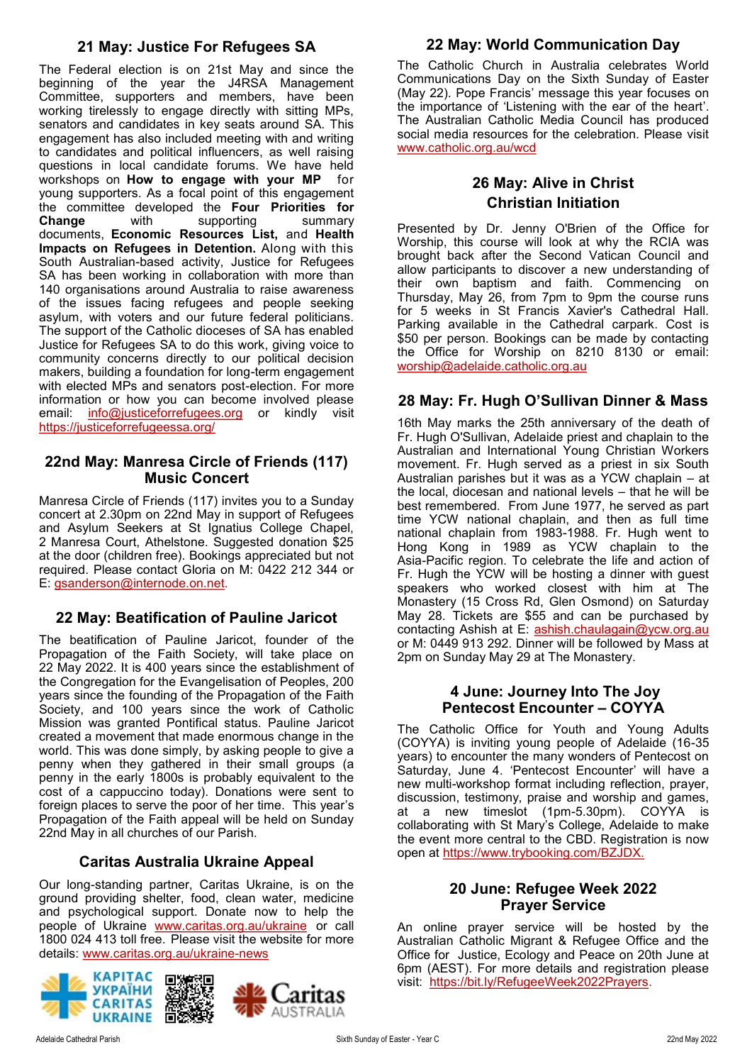## 21 May: Justice For Refugees SA

The Federal election is on 21st May and since the beginning of the year the J4RSA Management Committee, supporters and members, have been working tirelessly to engage directly with sitting MPs, senators and candidates in key seats around SA. This engagement has also included meeting with and writing to candidates and political influencers, as well raising questions in local candidate forums. We have held workshops on **How to engage with your MP** for young supporters. As a focal point of this engagement the committee developed the **Four Priorities for Change** with supporting summary documents, **Economic Resources List,** and **Health Impacts on Refugees in Detention.** Along with this South Australian-based activity, Justice for Refugees SA has been working in collaboration with more than 140 organisations around Australia to raise awareness of the issues facing refugees and people seeking asylum, with voters and our future federal politicians. The support of the Catholic dioceses of SA has enabled Justice for Refugees SA to do this work, giving voice to community concerns directly to our political decision makers, building a foundation for long-term engagement with elected MPs and senators post-election. For more information or how you can become involved please email: info@justiceforrefugees.org or kindly visit https://justiceforrefugeessa.org/

## 22nd May: Manresa Circle of Friends (117) Music Concert

Manresa Circle of Friends (117) invites you to a Sunday concert at 2.30pm on 22nd May in support of Refugees and Asylum Seekers at St Ignatius College Chapel, 2 Manresa Court, Athelstone. Suggested donation $25 at the door (children free). Bookings appreciated but not required. Please contact Gloria on M: 0422 212 344 or E: gsanderson@internode.on.net.

## 22 May: Beatification of Pauline Jaricot

The beatification of Pauline Jaricot, founder of the Propagation of the Faith Society, will take place on 22 May 2022. It is 400 years since the establishment of the Congregation for the Evangelisation of Peoples, 200 years since the founding of the Propagation of the Faith Society, and 100 years since the work of Catholic Mission was granted Pontifical status. Pauline Jaricot created a movement that made enormous change in the world. This was done simply, by asking people to give a penny when they gathered in their small groups (a penny in the early 1800s is probably equivalent to the cost of a cappuccino today). Donations were sent to foreign places to serve the poor of her time. This year's Propagation of the Faith appeal will be held on Sunday 22nd May in all churches of our Parish.

## Caritas Australia Ukraine Appeal

Our long-standing partner, Caritas Ukraine, is on the ground providing shelter, food, clean water, medicine and psychological support. Donate now to help the people of Ukraine www.caritas.org.au/ukraine or call 1800 024 413 toll free. Please visit the website for more details: www.caritas.org.au/ukraine-news

КАРІТАС УКРАЇНИ CARITAS UKRAINE — Caritas AUSTRALIA

## 22 May: World Communication Day

The Catholic Church in Australia celebrates World Communications Day on the Sixth Sunday of Easter (May 22). Pope Francis' message this year focuses on the importance of 'Listening with the ear of the heart'. The Australian Catholic Media Council has produced social media resources for the celebration. Please visit www.catholic.org.au/wcd

## 26 May: Alive in Christ Christian Initiation

Presented by Dr. Jenny O'Brien of the Office for Worship, this course will look at why the RCIA was brought back after the Second Vatican Council and allow participants to discover a new understanding of their own baptism and faith. Commencing on Thursday, May 26, from 7pm to 9pm the course runs for 5 weeks in St Francis Xavier's Cathedral Hall. Parking available in the Cathedral carpark. Cost is $50 per person. Bookings can be made by contacting the Office for Worship on 8210 8130 or email: worship@adelaide.catholic.org.au

## 28 May: Fr. Hugh O'Sullivan Dinner & Mass

16th May marks the 25th anniversary of the death of Fr. Hugh O'Sullivan, Adelaide priest and chaplain to the Australian and International Young Christian Workers movement. Fr. Hugh served as a priest in six South Australian parishes but it was as a YCW chaplain – at the local, diocesan and national levels – that he will be best remembered. From June 1977, he served as part time YCW national chaplain, and then as full time national chaplain from 1983-1988. Fr. Hugh went to Hong Kong in 1989 as YCW chaplain to the Asia-Pacific region. To celebrate the life and action of Fr. Hugh the YCW will be hosting a dinner with guest speakers who worked closest with him at The Monastery (15 Cross Rd, Glen Osmond) on Saturday May 28. Tickets are $55 and can be purchased by contacting Ashish at E: ashish.chaulagain@ycw.org.au or M: 0449 913 292. Dinner will be followed by Mass at 2pm on Sunday May 29 at The Monastery.

## 4 June: Journey Into The Joy Pentecost Encounter – COYYA

The Catholic Office for Youth and Young Adults (COYYA) is inviting young people of Adelaide (16-35 years) to encounter the many wonders of Pentecost on Saturday, June 4. 'Pentecost Encounter' will have a new multi-workshop format including reflection, prayer, discussion, testimony, praise and worship and games, at a new timeslot (1pm-5.30pm). COYYA is collaborating with St Mary's College, Adelaide to make the event more central to the CBD. Registration is now open at https://www.trybooking.com/BZJDX.

## 20 June: Refugee Week 2022 Prayer Service

An online prayer service will be hosted by the Australian Catholic Migrant & Refugee Office and the Office for Justice, Ecology and Peace on 20th June at 6pm (AEST). For more details and registration please visit: https://bit.ly/RefugeeWeek2022Prayers.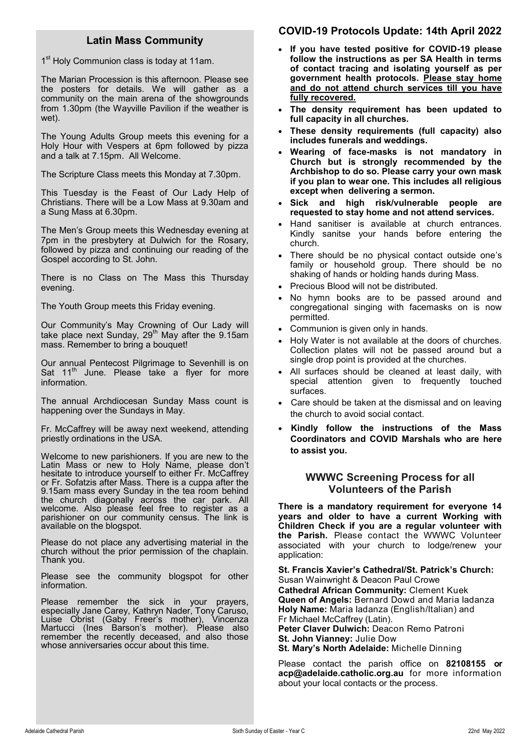## Latin Mass Community

1st Holy Communion class is today at 11am.

The Marian Procession is this afternoon. Please see the posters for details. We will gather as a community on the main arena of the showgrounds from 1.30pm (the Wayville Pavilion if the weather is wet).

The Young Adults Group meets this evening for a Holy Hour with Vespers at 6pm followed by pizza and a talk at 7.15pm. All Welcome.

The Scripture Class meets this Monday at 7.30pm.

This Tuesday is the Feast of Our Lady Help of Christians. There will be a Low Mass at 9.30am and a Sung Mass at 6.30pm.

The Men's Group meets this Wednesday evening at 7pm in the presbytery at Dulwich for the Rosary, followed by pizza and continuing our reading of the Gospel according to St. John.

There is no Class on The Mass this Thursday evening.

The Youth Group meets this Friday evening.

Our Community's May Crowning of Our Lady will take place next Sunday, 29th May after the 9.15am mass. Remember to bring a bouquet!

Our annual Pentecost Pilgrimage to Sevenhill is on Sat 11th June. Please take a flyer for more information.

The annual Archdiocesan Sunday Mass count is happening over the Sundays in May.

Fr. McCaffrey will be away next weekend, attending priestly ordinations in the USA.

Welcome to new parishioners. If you are new to the Latin Mass or new to Holy Name, please don't hesitate to introduce yourself to either Fr. McCaffrey or Fr. Sofatzis after Mass. There is a cuppa after the 9.15am mass every Sunday in the tea room behind the church diagonally across the car park. All welcome. Also please feel free to register as a parishioner on our community census. The link is available on the blogspot.

Please do not place any advertising material in the church without the prior permission of the chaplain. Thank you.

Please see the community blogspot for other information.

Please remember the sick in your prayers, especially Jane Carey, Kathryn Nader, Tony Caruso, Luise Obrist (Gaby Freer's mother), Vincenza Martucci (Ines Barson's mother). Please also remember the recently deceased, and also those whose anniversaries occur about this time.

## COVID-19 Protocols Update: 14th April 2022

- **If you have tested positive for COVID-19 please follow the instructions as per SA Health in terms of contact tracing and isolating yourself as per government health protocols. Please stay home and do not attend church services till you have fully recovered.**
- **The density requirement has been updated to full capacity in all churches.**
- **These density requirements (full capacity) also includes funerals and weddings.**
- **Wearing of face-masks is not mandatory in Church but is strongly recommended by the Archbishop to do so. Please carry your own mask if you plan to wear one. This includes all religious except when delivering a sermon.**
- **Sick and high risk/vulnerable people are requested to stay home and not attend services.**
- Hand sanitiser is available at church entrances. Kindly sanitse your hands before entering the church.
- There should be no physical contact outside one's family or household group. There should be no shaking of hands or holding hands during Mass.
- Precious Blood will not be distributed.
- No hymn books are to be passed around and congregational singing with facemasks on is now permitted.
- Communion is given only in hands.
- Holy Water is not available at the doors of churches. Collection plates will not be passed around but a single drop point is provided at the churches.
- All surfaces should be cleaned at least daily, with special attention given to frequently touched surfaces.
- Care should be taken at the dismissal and on leaving the church to avoid social contact.
- **Kindly follow the instructions of the Mass Coordinators and COVID Marshals who are here to assist you.**

## WWWC Screening Process for all Volunteers of the Parish

**There is a mandatory requirement for everyone 14 years and older to have a current Working with Children Check if you are a regular volunteer with the Parish.** Please contact the WWWC Volunteer associated with your church to lodge/renew your application:

**St. Francis Xavier's Cathedral/St. Patrick's Church:** Susan Wainwright & Deacon Paul Crowe
**Cathedral African Community:** Clement Kuek
**Queen of Angels:** Bernard Dowd and Maria Iadanza
**Holy Name:** Maria Iadanza (English/Italian) and Fr Michael McCaffrey (Latin).
**Peter Claver Dulwich:** Deacon Remo Patroni
**St. John Vianney:** Julie Dow
**St. Mary's North Adelaide:** Michelle Dinning

Please contact the parish office on **82108155 or acp@adelaide.catholic.org.au** for more information about your local contacts or the process.